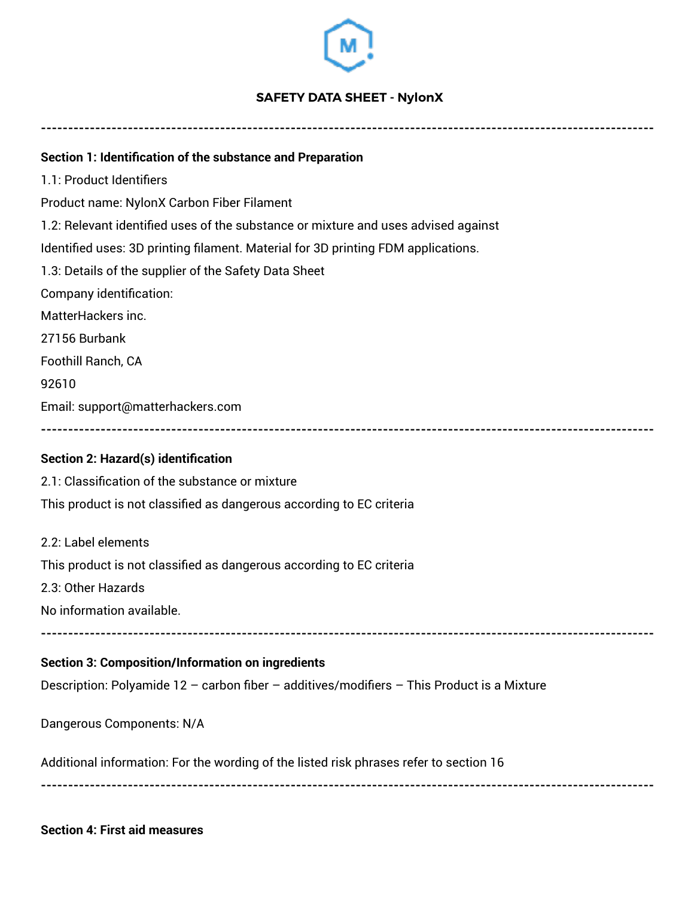# SAFETY DATA SHEET - NylonX

---

**Section 1: Identification of the substance and Preparation**

1.1: Product Identifiers

Product name: NylonX Carbon Fiber Filament

1.2: Relevant identified uses of the substance or mixture and uses advised against

Identified uses: 3D printing filament. Material for 3D printing FDM applications.

1.3: Details of the supplier of the Safety Data Sheet

Company identification:

MatterHackers inc.

27156 Burbank

Foothill Ranch, CA

92610

Email: support@matterhackers.com

---

**Section 2: Hazard(s) identification**

2.1: Classification of the substance or mixture

This product is not classified as dangerous according to EC criteria

2.2: Label elements

This product is not classified as dangerous according to EC criteria

2.3: Other Hazards

No information available.

---

**Section 3: Composition/Information on ingredients**

Description: Polyamide 12 – carbon fiber – additives/modifiers – This Product is a Mixture

Dangerous Components: N/A

Additional information: For the wording of the listed risk phrases refer to section 16

---

**Section 4: First aid measures**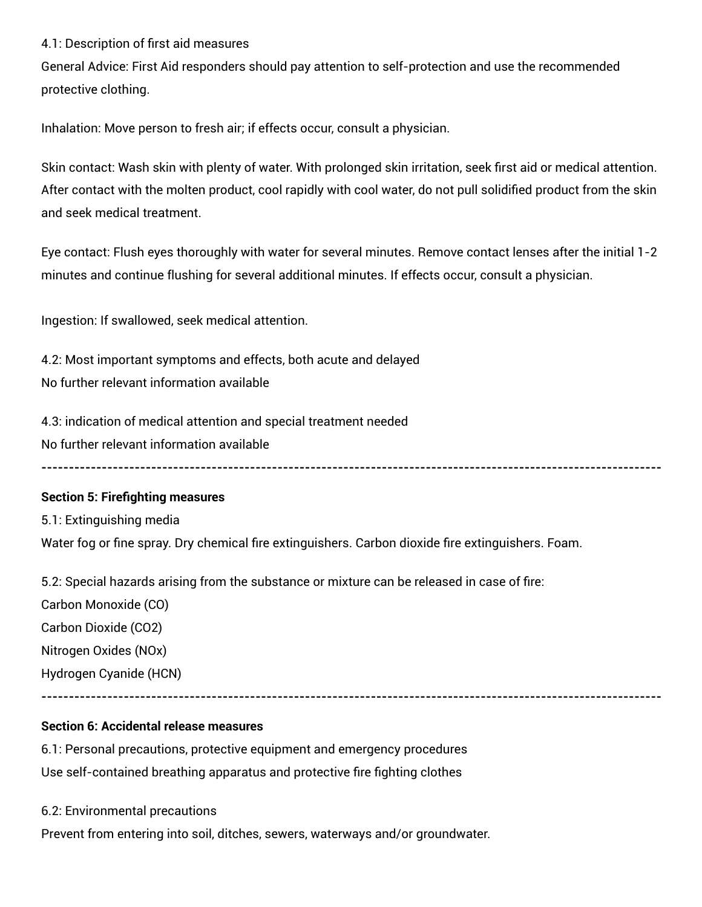4.1: Description of first aid measures

General Advice: First Aid responders should pay attention to self-protection and use the recommended protective clothing.

Inhalation: Move person to fresh air; if effects occur, consult a physician.

Skin contact: Wash skin with plenty of water. With prolonged skin irritation, seek first aid or medical attention. After contact with the molten product, cool rapidly with cool water, do not pull solidified product from the skin and seek medical treatment.

Eye contact: Flush eyes thoroughly with water for several minutes. Remove contact lenses after the initial 1-2 minutes and continue flushing for several additional minutes. If effects occur, consult a physician.

Ingestion: If swallowed, seek medical attention.

4.2: Most important symptoms and effects, both acute and delayed

No further relevant information available

4.3: indication of medical attention and special treatment needed

No further relevant information available

---

**Section 5: Firefighting measures**

5.1: Extinguishing media

Water fog or fine spray. Dry chemical fire extinguishers. Carbon dioxide fire extinguishers. Foam.

5.2: Special hazards arising from the substance or mixture can be released in case of fire:

Carbon Monoxide (CO)

Carbon Dioxide ($CO_2$)

Nitrogen Oxides ($NO_x$)

Hydrogen Cyanide (HCN)

---

**Section 6: Accidental release measures**

6.1: Personal precautions, protective equipment and emergency procedures

Use self-contained breathing apparatus and protective fire fighting clothes

6.2: Environmental precautions

Prevent from entering into soil, ditches, sewers, waterways and/or groundwater.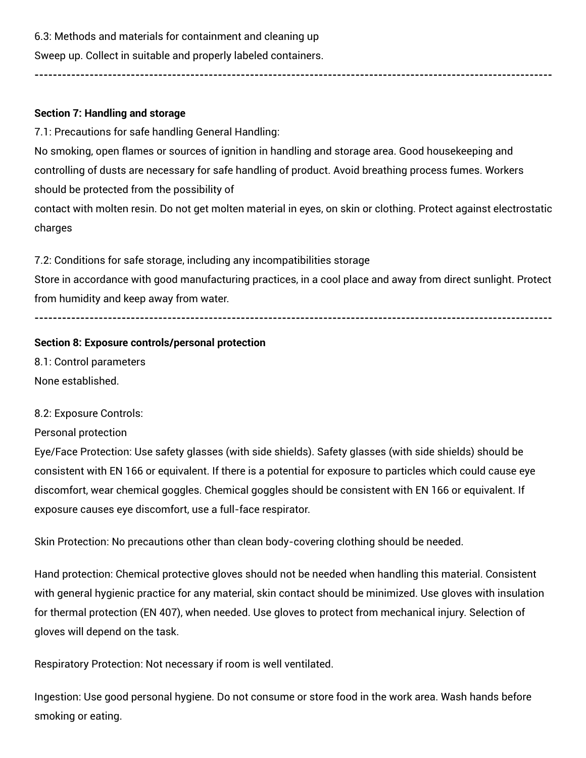6.3: Methods and materials for containment and cleaning up

Sweep up. Collect in suitable and properly labeled containers.

---

**Section 7: Handling and storage**

7.1: Precautions for safe handling General Handling:

No smoking, open flames or sources of ignition in handling and storage area. Good housekeeping and controlling of dusts are necessary for safe handling of product. Avoid breathing process fumes. Workers should be protected from the possibility of
contact with molten resin. Do not get molten material in eyes, on skin or clothing. Protect against electrostatic charges

7.2: Conditions for safe storage, including any incompatibilities storage

Store in accordance with good manufacturing practices, in a cool place and away from direct sunlight. Protect from humidity and keep away from water.

---

**Section 8: Exposure controls/personal protection**

8.1: Control parameters

None established.

8.2: Exposure Controls:

Personal protection

Eye/Face Protection: Use safety glasses (with side shields). Safety glasses (with side shields) should be consistent with EN 166 or equivalent. If there is a potential for exposure to particles which could cause eye discomfort, wear chemical goggles. Chemical goggles should be consistent with EN 166 or equivalent. If exposure causes eye discomfort, use a full-face respirator.

Skin Protection: No precautions other than clean body-covering clothing should be needed.

Hand protection: Chemical protective gloves should not be needed when handling this material. Consistent with general hygienic practice for any material, skin contact should be minimized. Use gloves with insulation for thermal protection (EN 407), when needed. Use gloves to protect from mechanical injury. Selection of gloves will depend on the task.

Respiratory Protection: Not necessary if room is well ventilated.

Ingestion: Use good personal hygiene. Do not consume or store food in the work area. Wash hands before smoking or eating.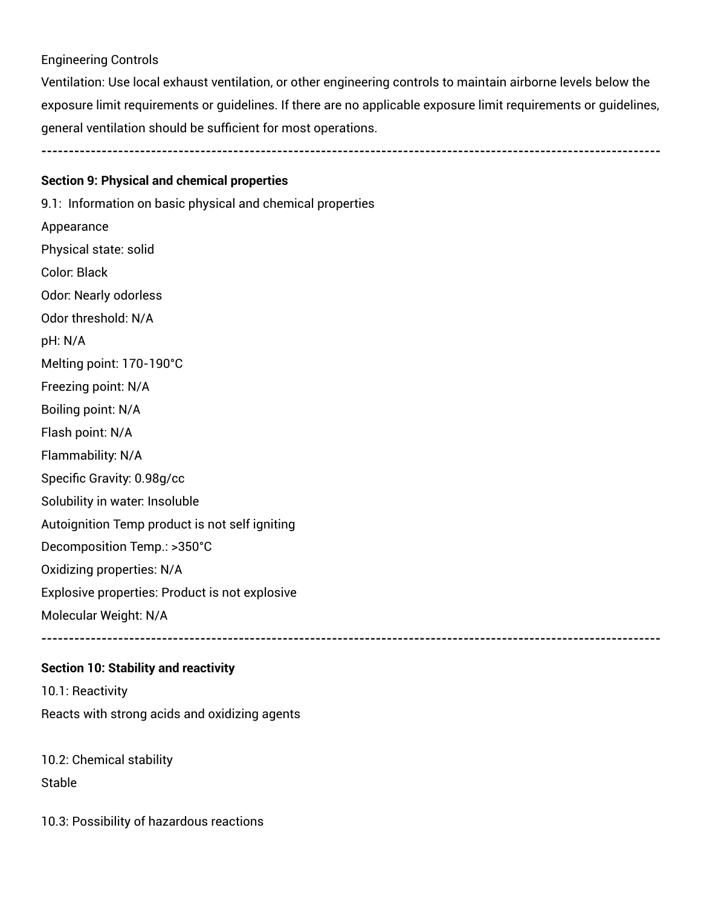Engineering Controls

Ventilation: Use local exhaust ventilation, or other engineering controls to maintain airborne levels below the exposure limit requirements or guidelines. If there are no applicable exposure limit requirements or guidelines, general ventilation should be sufficient for most operations.

---

**Section 9: Physical and chemical properties**

9.1: Information on basic physical and chemical properties

Appearance

Physical state: solid

Color: Black

Odor: Nearly odorless

Odor threshold: N/A

pH: N/A

Melting point: 170-190°C

Freezing point: N/A

Boiling point: N/A

Flash point: N/A

Flammability: N/A

Specific Gravity: 0.98g/cc

Solubility in water: Insoluble

Autoignition Temp product is not self igniting

Decomposition Temp.: >350°C

Oxidizing properties: N/A

Explosive properties: Product is not explosive

Molecular Weight: N/A

---

**Section 10: Stability and reactivity**

10.1: Reactivity

Reacts with strong acids and oxidizing agents

10.2: Chemical stability

Stable

10.3: Possibility of hazardous reactions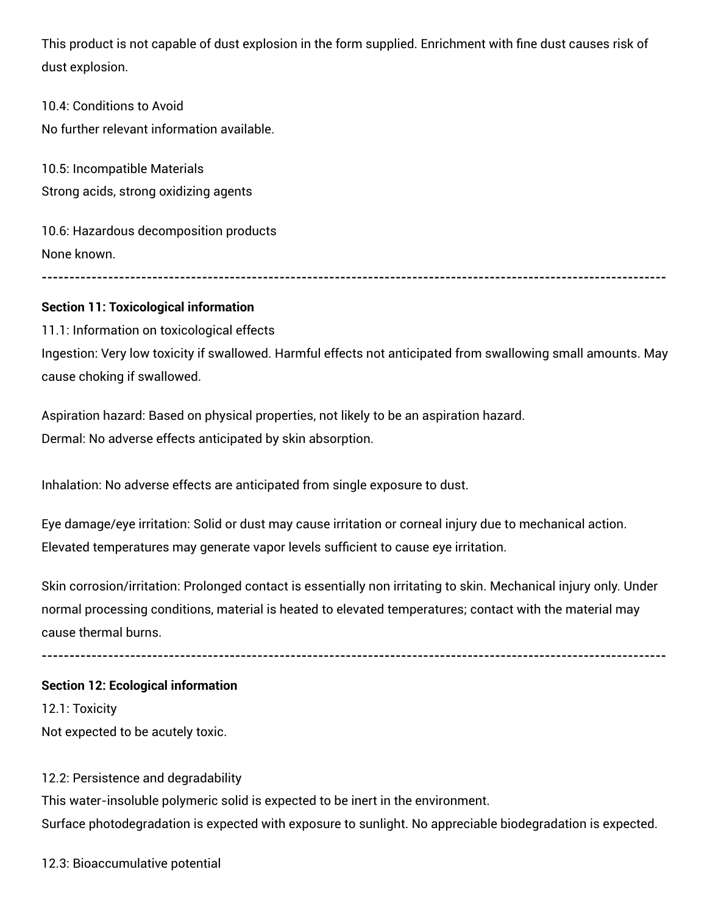This product is not capable of dust explosion in the form supplied. Enrichment with fine dust causes risk of dust explosion.

10.4: Conditions to Avoid
No further relevant information available.

10.5: Incompatible Materials
Strong acids, strong oxidizing agents

10.6: Hazardous decomposition products
None known.

---

**Section 11: Toxicological information**

11.1: Information on toxicological effects
Ingestion: Very low toxicity if swallowed. Harmful effects not anticipated from swallowing small amounts. May cause choking if swallowed.

Aspiration hazard: Based on physical properties, not likely to be an aspiration hazard.
Dermal: No adverse effects anticipated by skin absorption.

Inhalation: No adverse effects are anticipated from single exposure to dust.

Eye damage/eye irritation: Solid or dust may cause irritation or corneal injury due to mechanical action. Elevated temperatures may generate vapor levels sufficient to cause eye irritation.

Skin corrosion/irritation: Prolonged contact is essentially non irritating to skin. Mechanical injury only. Under normal processing conditions, material is heated to elevated temperatures; contact with the material may cause thermal burns.

---

**Section 12: Ecological information**

12.1: Toxicity
Not expected to be acutely toxic.

12.2: Persistence and degradability
This water-insoluble polymeric solid is expected to be inert in the environment.
Surface photodegradation is expected with exposure to sunlight. No appreciable biodegradation is expected.

12.3: Bioaccumulative potential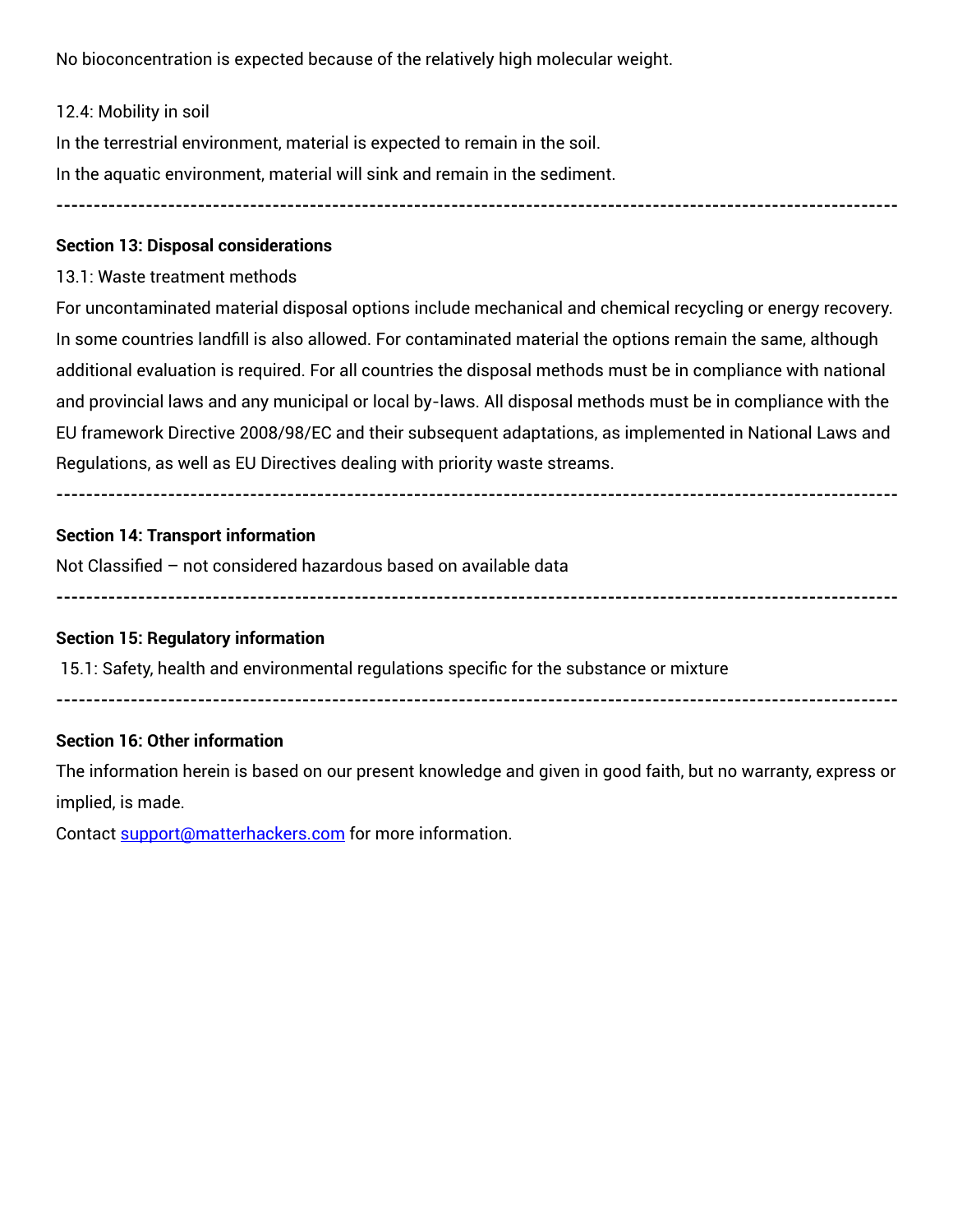No bioconcentration is expected because of the relatively high molecular weight.

12.4: Mobility in soil

In the terrestrial environment, material is expected to remain in the soil.

In the aquatic environment, material will sink and remain in the sediment.

---

**Section 13: Disposal considerations**

13.1: Waste treatment methods

For uncontaminated material disposal options include mechanical and chemical recycling or energy recovery. In some countries landfill is also allowed. For contaminated material the options remain the same, although additional evaluation is required. For all countries the disposal methods must be in compliance with national and provincial laws and any municipal or local by-laws. All disposal methods must be in compliance with the EU framework Directive 2008/98/EC and their subsequent adaptations, as implemented in National Laws and Regulations, as well as EU Directives dealing with priority waste streams.

---

**Section 14: Transport information**

Not Classified – not considered hazardous based on available data

---

**Section 15: Regulatory information**

15.1: Safety, health and environmental regulations specific for the substance or mixture

---

**Section 16: Other information**

The information herein is based on our present knowledge and given in good faith, but no warranty, express or implied, is made.

Contact support@matterhackers.com for more information.